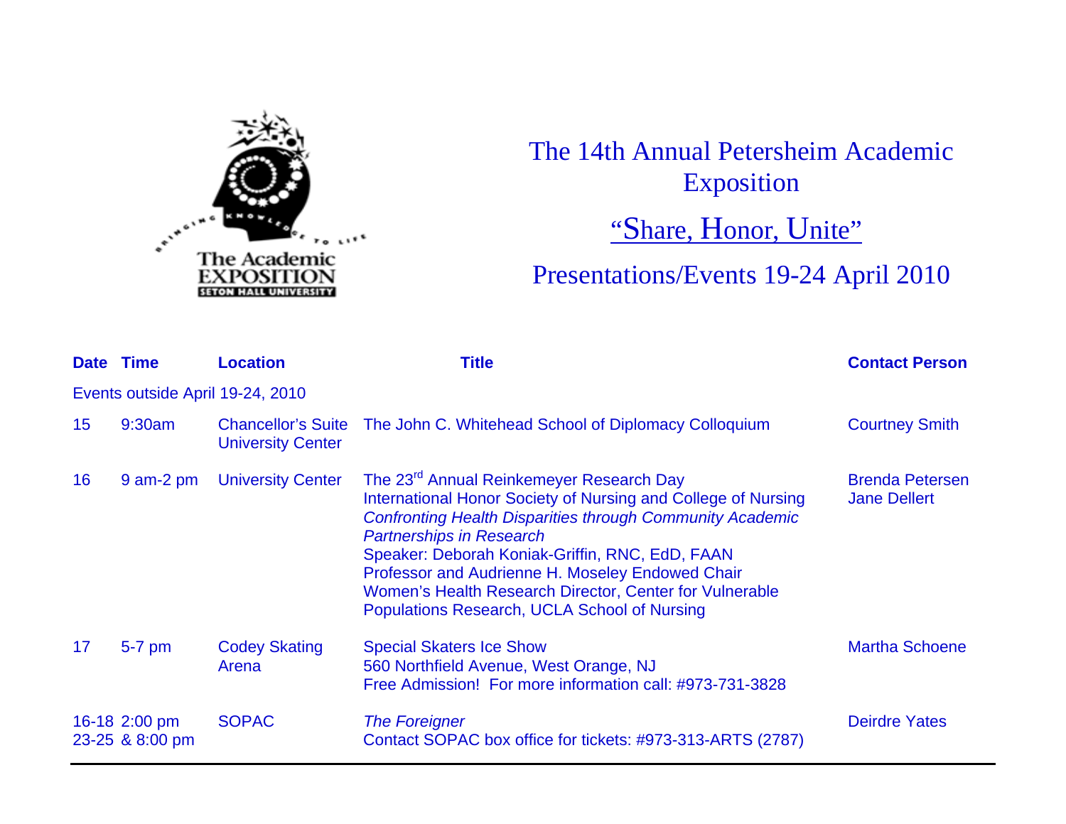# The 14th Annual Petersheim Academic Exposition

## "Share, Honor, Unite"

## Presentations/Events 19-24 April 2010

| Date | Time | Location | Title | Contact Person |
|---|---|---|---|---|
| Events outside April 19-24, 2010 | | | | |
| 15 | 9:30am | Chancellor's Suite University Center | The John C. Whitehead School of Diplomacy Colloquium | Courtney Smith |
| 16 | 9 am-2 pm | University Center | The 23rd Annual Reinkemeyer Research Day<br>International Honor Society of Nursing and College of Nursing<br>*Confronting Health Disparities through Community Academic Partnerships in Research*<br>Speaker: Deborah Koniak-Griffin, RNC, EdD, FAAN<br>Professor and Audrienne H. Moseley Endowed Chair<br>Women's Health Research Director, Center for Vulnerable Populations Research, UCLA School of Nursing | Brenda Petersen<br>Jane Dellert |
| 17 | 5-7 pm | Codey Skating Arena | Special Skaters Ice Show<br>560 Northfield Avenue, West Orange, NJ<br>Free Admission! For more information call: #973-731-3828 | Martha Schoene |
| 16-18<br>23-25 | 2:00 pm<br>& 8:00 pm | SOPAC | *The Foreigner*<br>Contact SOPAC box office for tickets: #973-313-ARTS (2787) | Deirdre Yates |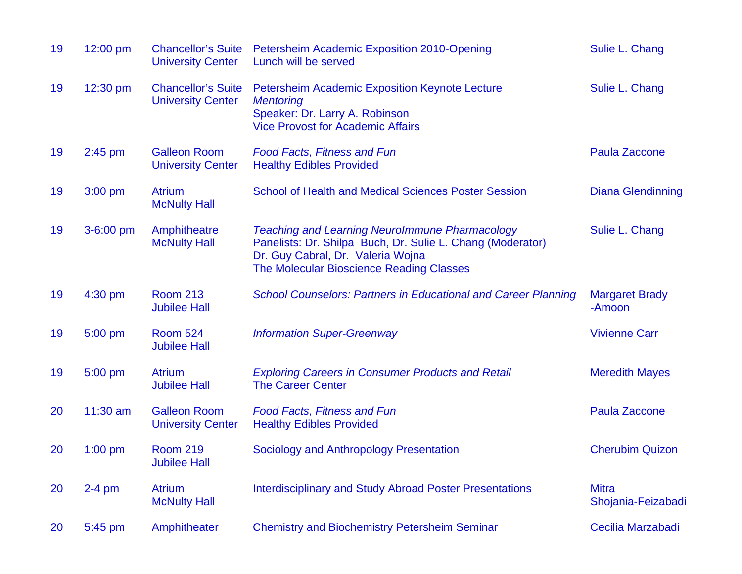| | | | | |
|---|---|---|---|---|
| 19 | 12:00 pm | Chancellor's Suite<br>University Center | Petersheim Academic Exposition 2010-Opening<br>Lunch will be served | Sulie L. Chang |
| 19 | 12:30 pm | Chancellor's Suite<br>University Center | Petersheim Academic Exposition Keynote Lecture<br>*Mentoring*<br>Speaker: Dr. Larry A. Robinson<br>Vice Provost for Academic Affairs | Sulie L. Chang |
| 19 | 2:45 pm | Galleon Room<br>University Center | *Food Facts, Fitness and Fun*<br>Healthy Edibles Provided | Paula Zaccone |
| 19 | 3:00 pm | Atrium<br>McNulty Hall | School of Health and Medical Sciences Poster Session | Diana Glendinning |
| 19 | 3-6:00 pm | Amphitheatre<br>McNulty Hall | *Teaching and Learning NeuroImmune Pharmacology*<br>Panelists: Dr. Shilpa Buch, Dr. Sulie L. Chang (Moderator)<br>Dr. Guy Cabral, Dr. Valeria Wojna<br>The Molecular Bioscience Reading Classes | Sulie L. Chang |
| 19 | 4:30 pm | Room 213<br>Jubilee Hall | *School Counselors: Partners in Educational and Career Planning* | Margaret Brady-Amoon |
| 19 | 5:00 pm | Room 524<br>Jubilee Hall | *Information Super-Greenway* | Vivienne Carr |
| 19 | 5:00 pm | Atrium<br>Jubilee Hall | *Exploring Careers in Consumer Products and Retail*<br>The Career Center | Meredith Mayes |
| 20 | 11:30 am | Galleon Room<br>University Center | *Food Facts, Fitness and Fun*<br>Healthy Edibles Provided | Paula Zaccone |
| 20 | 1:00 pm | Room 219<br>Jubilee Hall | Sociology and Anthropology Presentation | Cherubim Quizon |
| 20 | 2-4 pm | Atrium<br>McNulty Hall | Interdisciplinary and Study Abroad Poster Presentations | Mitra Shojania-Feizabadi |
| 20 | 5:45 pm | Amphitheater | Chemistry and Biochemistry Petersheim Seminar | Cecilia Marzabadi |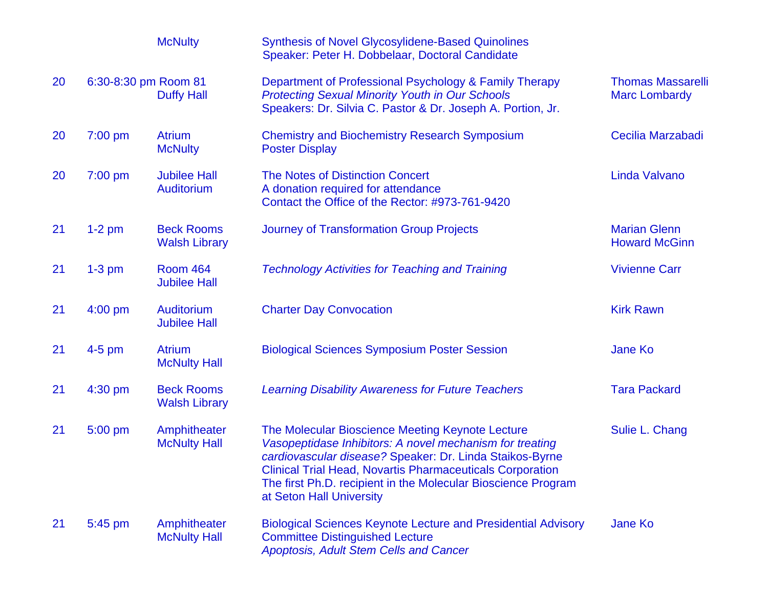| | | | | |
|---|---|---|---|---|
| | | McNulty | Synthesis of Novel Glycosylidene-Based Quinolines<br>Speaker: Peter H. Dobbelaar, Doctoral Candidate | |
| 20 | 6:30-8:30 pm | Room 81<br>Duffy Hall | Department of Professional Psychology & Family Therapy<br>*Protecting Sexual Minority Youth in Our Schools*<br>Speakers: Dr. Silvia C. Pastor & Dr. Joseph A. Portion, Jr. | Thomas Massarelli<br>Marc Lombardy |
| 20 | 7:00 pm | Atrium<br>McNulty | Chemistry and Biochemistry Research Symposium<br>Poster Display | Cecilia Marzabadi |
| 20 | 7:00 pm | Jubilee Hall<br>Auditorium | The Notes of Distinction Concert<br>A donation required for attendance<br>Contact the Office of the Rector: #973-761-9420 | Linda Valvano |
| 21 | 1-2 pm | Beck Rooms<br>Walsh Library | Journey of Transformation Group Projects | Marian Glenn<br>Howard McGinn |
| 21 | 1-3 pm | Room 464<br>Jubilee Hall | *Technology Activities for Teaching and Training* | Vivienne Carr |
| 21 | 4:00 pm | Auditorium<br>Jubilee Hall | Charter Day Convocation | Kirk Rawn |
| 21 | 4-5 pm | Atrium<br>McNulty Hall | Biological Sciences Symposium Poster Session | Jane Ko |
| 21 | 4:30 pm | Beck Rooms<br>Walsh Library | *Learning Disability Awareness for Future Teachers* | Tara Packard |
| 21 | 5:00 pm | Amphitheater<br>McNulty Hall | The Molecular Bioscience Meeting Keynote Lecture<br>*Vasopeptidase Inhibitors: A novel mechanism for treating cardiovascular disease?* Speaker: Dr. Linda Staikos-Byrne<br>Clinical Trial Head, Novartis Pharmaceuticals Corporation<br>The first Ph.D. recipient in the Molecular Bioscience Program at Seton Hall University | Sulie L. Chang |
| 21 | 5:45 pm | Amphitheater<br>McNulty Hall | Biological Sciences Keynote Lecture and Presidential Advisory Committee Distinguished Lecture<br>*Apoptosis, Adult Stem Cells and Cancer* | Jane Ko |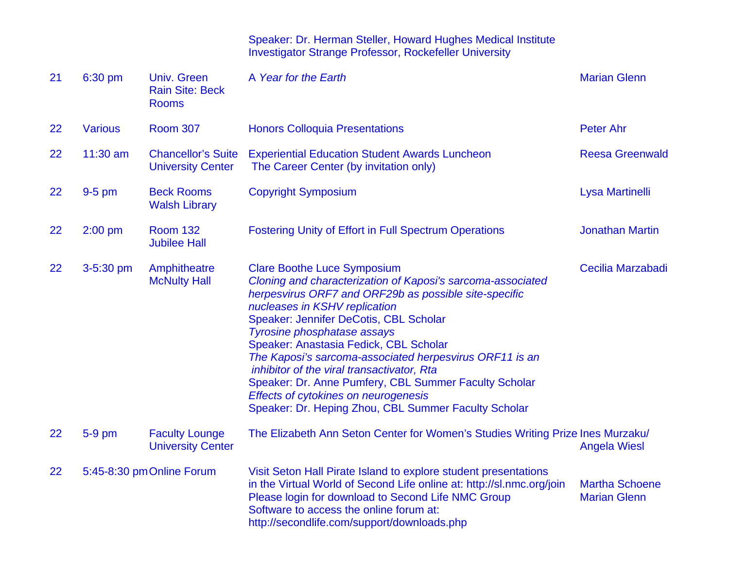| | | | Speaker: Dr. Herman Steller, Howard Hughes Medical Institute Investigator Strange Professor, Rockefeller University | |
|---|---|---|---|---|
| 21 | 6:30 pm | Univ. Green Rain Site: Beck Rooms | A *Year for the Earth* | Marian Glenn |
| 22 | Various | Room 307 | Honors Colloquia Presentations | Peter Ahr |
| 22 | 11:30 am | Chancellor's Suite University Center | Experiential Education Student Awards Luncheon The Career Center (by invitation only) | Reesa Greenwald |
| 22 | 9-5 pm | Beck Rooms Walsh Library | Copyright Symposium | Lysa Martinelli |
| 22 | 2:00 pm | Room 132 Jubilee Hall | Fostering Unity of Effort in Full Spectrum Operations | Jonathan Martin |
| 22 | 3-5:30 pm | Amphitheatre McNulty Hall | Clare Boothe Luce Symposium<br>*Cloning and characterization of Kaposi's sarcoma-associated herpesvirus ORF7 and ORF29b as possible site-specific nucleases in KSHV replication*<br>Speaker: Jennifer DeCotis, CBL Scholar<br>*Tyrosine phosphatase assays*<br>Speaker: Anastasia Fedick, CBL Scholar<br>*The Kaposi's sarcoma-associated herpesvirus ORF11 is an inhibitor of the viral transactivator, Rta*<br>Speaker: Dr. Anne Pumfery, CBL Summer Faculty Scholar<br>*Effects of cytokines on neurogenesis*<br>Speaker: Dr. Heping Zhou, CBL Summer Faculty Scholar | Cecilia Marzabadi |
| 22 | 5-9 pm | Faculty Lounge University Center | The Elizabeth Ann Seton Center for Women's Studies Writing Prize | Ines Murzaku/ Angela Wiesl |
| 22 | 5:45-8:30 pm | Online Forum | Visit Seton Hall Pirate Island to explore student presentations in the Virtual World of Second Life online at: http://sl.nmc.org/join Please login for download to Second Life NMC Group Software to access the online forum at: http://secondlife.com/support/downloads.php | Martha Schoene Marian Glenn |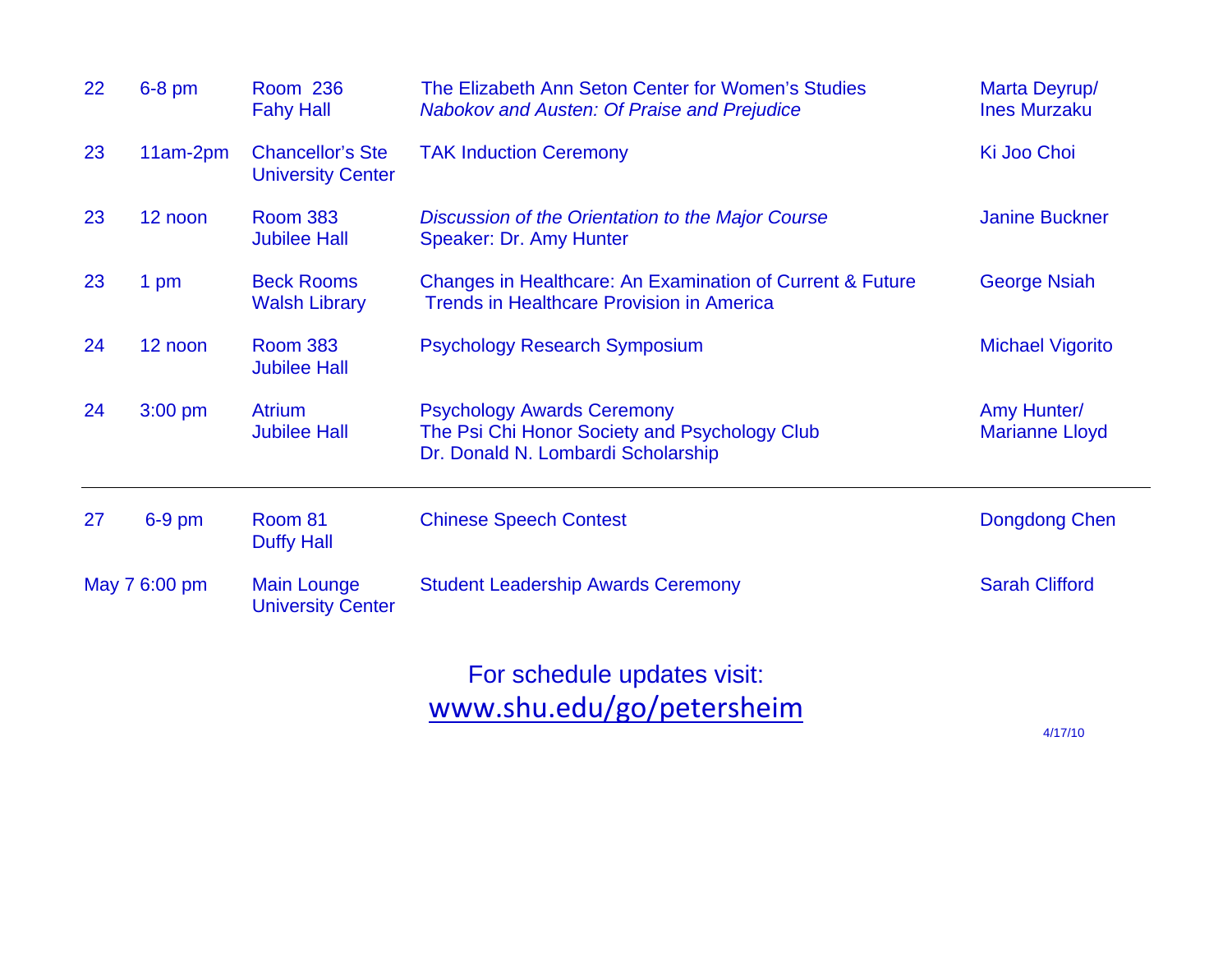| | | | | |
|---|---|---|---|---|
| 22 | 6-8 pm | Room 236<br>Fahy Hall | The Elizabeth Ann Seton Center for Women's Studies<br>*Nabokov and Austen: Of Praise and Prejudice* | Marta Deyrup/<br>Ines Murzaku |
| 23 | 11am-2pm | Chancellor's Ste<br>University Center | TAK Induction Ceremony | Ki Joo Choi |
| 23 | 12 noon | Room 383<br>Jubilee Hall | *Discussion of the Orientation to the Major Course*<br>Speaker: Dr. Amy Hunter | Janine Buckner |
| 23 | 1 pm | Beck Rooms<br>Walsh Library | Changes in Healthcare: An Examination of Current & Future Trends in Healthcare Provision in America | George Nsiah |
| 24 | 12 noon | Room 383<br>Jubilee Hall | Psychology Research Symposium | Michael Vigorito |
| 24 | 3:00 pm | Atrium<br>Jubilee Hall | Psychology Awards Ceremony<br>The Psi Chi Honor Society and Psychology Club<br>Dr. Donald N. Lombardi Scholarship | Amy Hunter/<br>Marianne Lloyd |
| 27 | 6-9 pm | Room 81<br>Duffy Hall | Chinese Speech Contest | Dongdong Chen |
| May 7 | 6:00 pm | Main Lounge<br>University Center | Student Leadership Awards Ceremony | Sarah Clifford |

For schedule updates visit:
www.shu.edu/go/petersheim

4/17/10